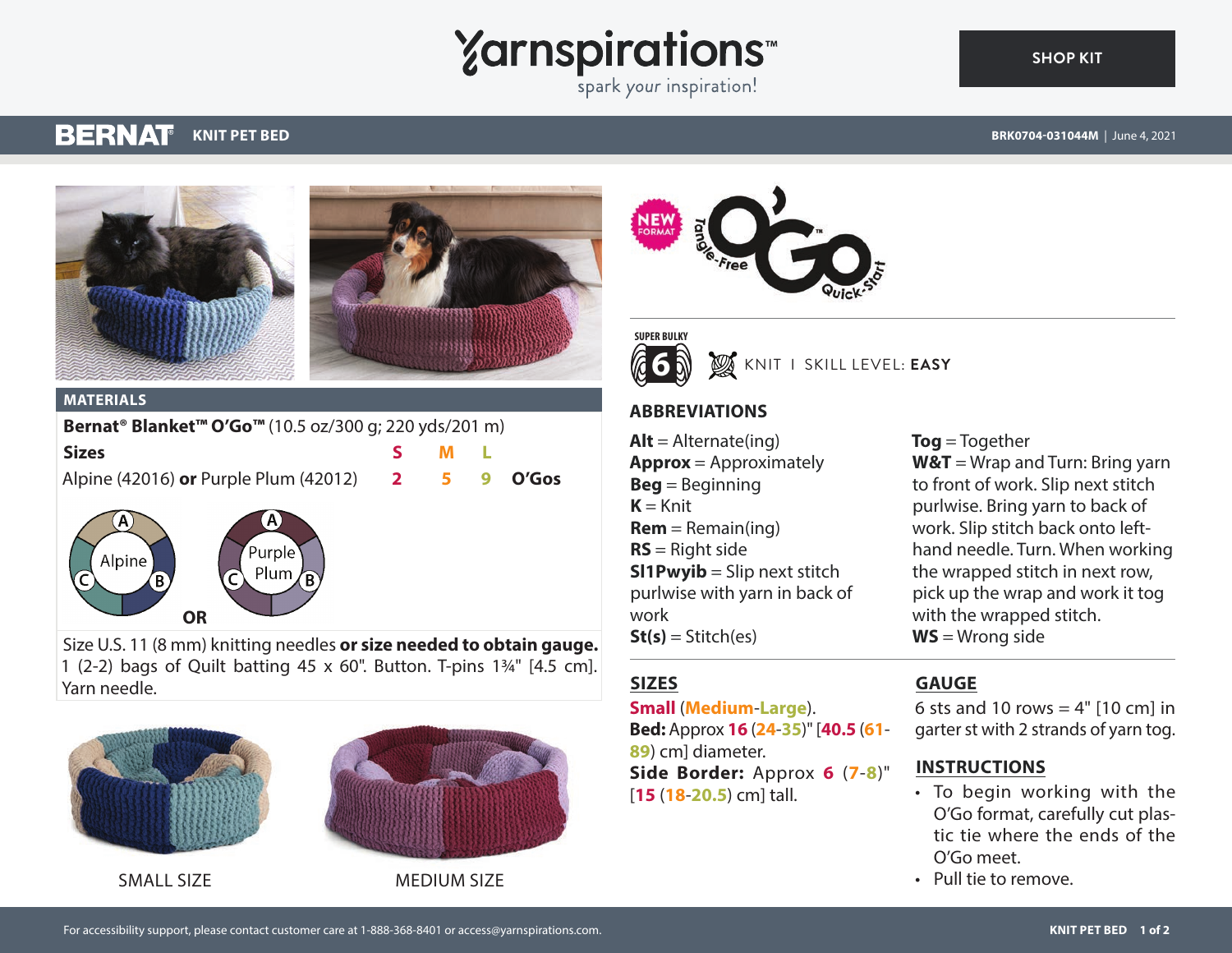# Yarnspirations

spark your inspiration!

SHOP KIT

## BERNAT KNIT PET BED

BRK0704-031044M | June 4, 2021

### MATERIALS

**Bernat® Blanket™ O'Go™** (10.5 oz/300 g; 220 yds/201 m)

| **Sizes** | **S** | **M** | **L** | |
|---|---|---|---|---|
| Alpine (42016) **or** Purple Plum (42012) | 2 | 5 | 9 | **O'Gos** |

Alpine: A, B, C **OR** Purple Plum: A, B, C

Size U.S. 11 (8 mm) knitting needles **or size needed to obtain gauge.** 1 (2-2) bags of Quilt batting 45 x 60". Button. T-pins 1¾" [4.5 cm]. Yarn needle.

SMALL SIZE

MEDIUM SIZE

NEW FORMAT — Tangle-Free O'Go™ Quick-Start

SUPER BULKY 6

KNIT | SKILL LEVEL: **EASY**

### ABBREVIATIONS

**Alt** = Alternate(ing)
**Approx** = Approximately
**Beg** = Beginning
**K** = Knit
**Rem** = Remain(ing)
**RS** = Right side
**Sl1Pwyib** = Slip next stitch purlwise with yarn in back of work
**St(s)** = Stitch(es)
**Tog** = Together
**W&T** = Wrap and Turn: Bring yarn to front of work. Slip next stitch purlwise. Bring yarn to back of work. Slip stitch back onto left-hand needle. Turn. When working the wrapped stitch in next row, pick up the wrap and work it tog with the wrapped stitch.
**WS** = Wrong side

### SIZES

**Small** (**Medium**-**Large**).

**Bed:** Approx **16** (**24**-**35**)" [**40.5** (**61**-**89**) cm] diameter.

**Side Border:** Approx **6** (**7**-**8**)" [**15** (**18**-**20.5**) cm] tall.

### GAUGE

6 sts and 10 rows = 4" [10 cm] in garter st with 2 strands of yarn tog.

### INSTRUCTIONS

- To begin working with the O'Go format, carefully cut plastic tie where the ends of the O'Go meet.
- Pull tie to remove.

For accessibility support, please contact customer care at 1-888-368-8401 or access@yarnspirations.com.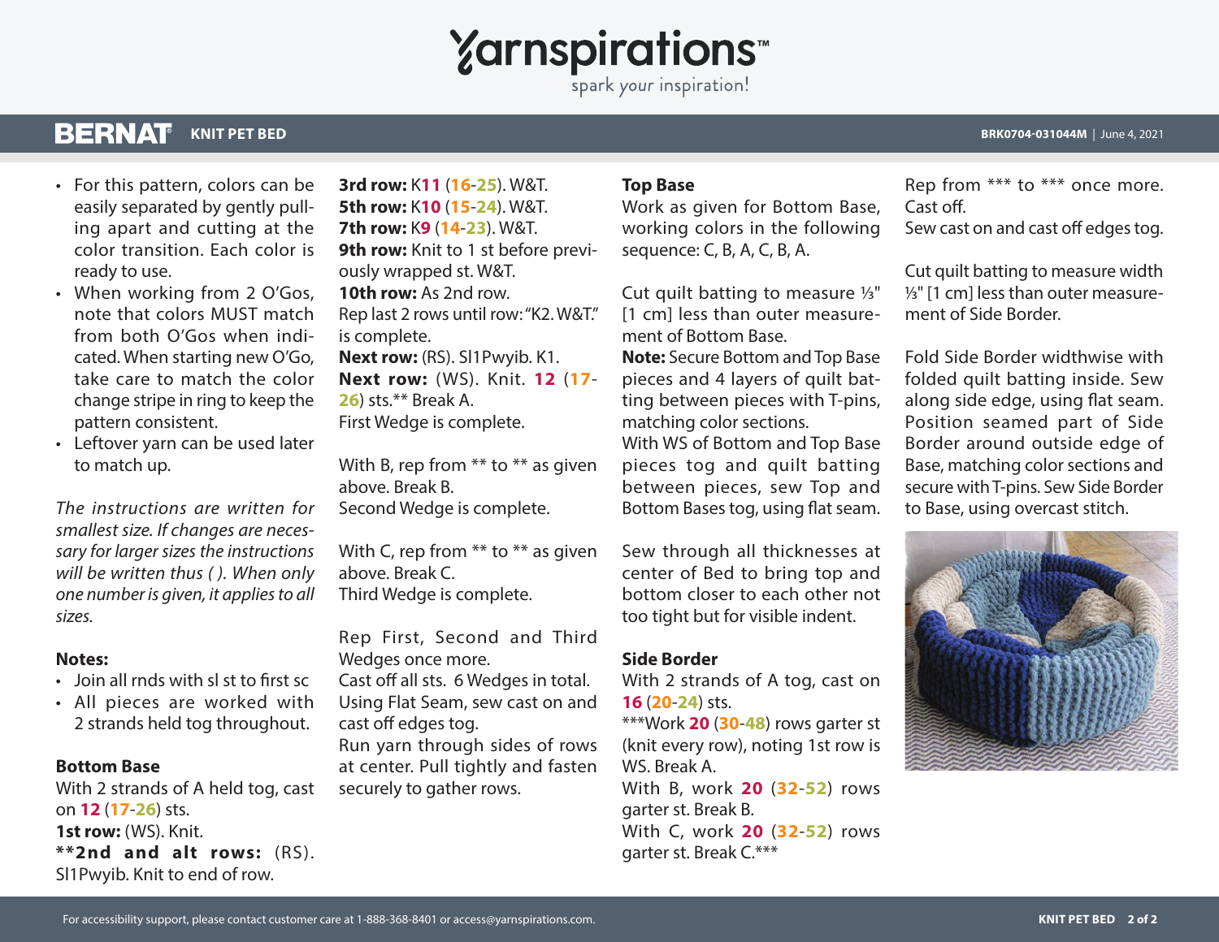- For this pattern, colors can be easily separated by gently pulling apart and cutting at the color transition. Each color is ready to use.
- When working from 2 O'Gos, note that colors MUST match from both O'Gos when indicated. When starting new O'Go, take care to match the color change stripe in ring to keep the pattern consistent.
- Leftover yarn can be used later to match up.

*The instructions are written for smallest size. If changes are necessary for larger sizes the instructions will be written thus ( ). When only one number is given, it applies to all sizes.*

**Notes:**

- Join all rnds with sl st to first sc
- All pieces are worked with 2 strands held tog throughout.

**Bottom Base**

With 2 strands of A held tog, cast on **12** (**17**-**26**) sts.

**1st row:** (WS). Knit.

****2nd and alt rows:** (RS). Sl1Pwyib. Knit to end of row.

**3rd row:** K**11** (**16**-**25**). W&T.

**5th row:** K**10** (**15**-**24**). W&T.

**7th row:** K**9** (**14**-**23**). W&T.

**9th row:** Knit to 1 st before previously wrapped st. W&T.

**10th row:** As 2nd row.

Rep last 2 rows until row: "K2. W&T." is complete.

**Next row:** (RS). Sl1Pwyib. K1.

**Next row:** (WS). Knit. **12** (**17**-**26**) sts.** Break A.

First Wedge is complete.

With B, rep from ** to ** as given above. Break B.

Second Wedge is complete.

With C, rep from ** to ** as given above. Break C.

Third Wedge is complete.

Rep First, Second and Third Wedges once more.

Cast off all sts. 6 Wedges in total.

Using Flat Seam, sew cast on and cast off edges tog.

Run yarn through sides of rows at center. Pull tightly and fasten securely to gather rows.

**Top Base**

Work as given for Bottom Base, working colors in the following sequence: C, B, A, C, B, A.

Cut quilt batting to measure ⅓" [1 cm] less than outer measurement of Bottom Base.

**Note:** Secure Bottom and Top Base pieces and 4 layers of quilt batting between pieces with T-pins, matching color sections.

With WS of Bottom and Top Base pieces tog and quilt batting between pieces, sew Top and Bottom Bases tog, using flat seam.

Sew through all thicknesses at center of Bed to bring top and bottom closer to each other not too tight but for visible indent.

**Side Border**

With 2 strands of A tog, cast on **16** (**20**-**24**) sts.

***Work **20** (**30**-**48**) rows garter st (knit every row), noting 1st row is WS. Break A.

With B, work **20** (**32**-**52**) rows garter st. Break B.

With C, work **20** (**32**-**52**) rows garter st. Break C.***

Rep from *** to *** once more.

Cast off.

Sew cast on and cast off edges tog.

Cut quilt batting to measure width ⅓" [1 cm] less than outer measurement of Side Border.

Fold Side Border widthwise with folded quilt batting inside. Sew along side edge, using flat seam. Position seamed part of Side Border around outside edge of Base, matching color sections and secure with T-pins. Sew Side Border to Base, using overcast stitch.